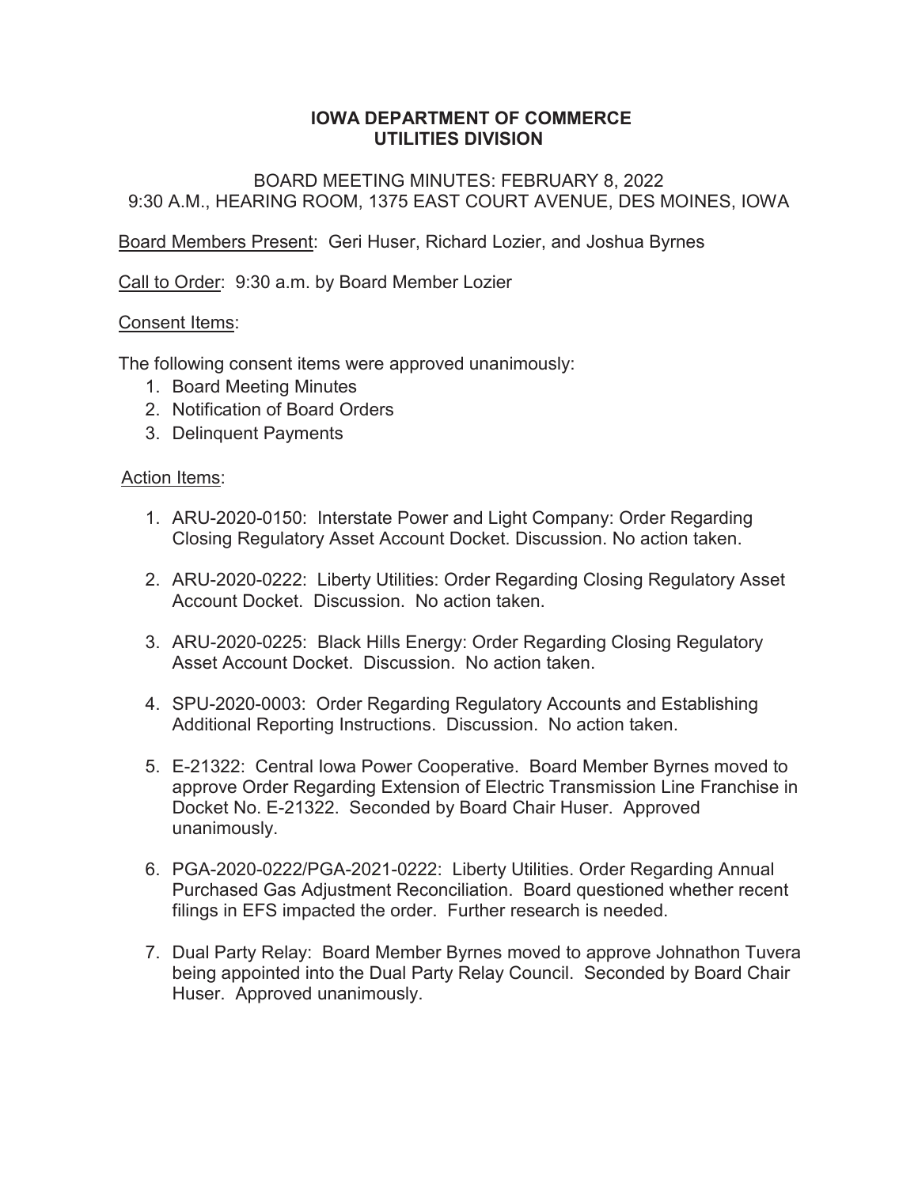# IOWA DEPARTMENT OF COMMERCE
## UTILITIES DIVISION

BOARD MEETING MINUTES: FEBRUARY 8, 2022
9:30 A.M., HEARING ROOM, 1375 EAST COURT AVENUE, DES MOINES, IOWA

Board Members Present: Geri Huser, Richard Lozier, and Joshua Byrnes

Call to Order: 9:30 a.m. by Board Member Lozier

Consent Items:

The following consent items were approved unanimously:

1. Board Meeting Minutes
2. Notification of Board Orders
3. Delinquent Payments

Action Items:

1. ARU-2020-0150: Interstate Power and Light Company: Order Regarding Closing Regulatory Asset Account Docket. Discussion. No action taken.

2. ARU-2020-0222: Liberty Utilities: Order Regarding Closing Regulatory Asset Account Docket. Discussion. No action taken.

3. ARU-2020-0225: Black Hills Energy: Order Regarding Closing Regulatory Asset Account Docket. Discussion. No action taken.

4. SPU-2020-0003: Order Regarding Regulatory Accounts and Establishing Additional Reporting Instructions. Discussion. No action taken.

5. E-21322: Central Iowa Power Cooperative. Board Member Byrnes moved to approve Order Regarding Extension of Electric Transmission Line Franchise in Docket No. E-21322. Seconded by Board Chair Huser. Approved unanimously.

6. PGA-2020-0222/PGA-2021-0222: Liberty Utilities. Order Regarding Annual Purchased Gas Adjustment Reconciliation. Board questioned whether recent filings in EFS impacted the order. Further research is needed.

7. Dual Party Relay: Board Member Byrnes moved to approve Johnathon Tuvera being appointed into the Dual Party Relay Council. Seconded by Board Chair Huser. Approved unanimously.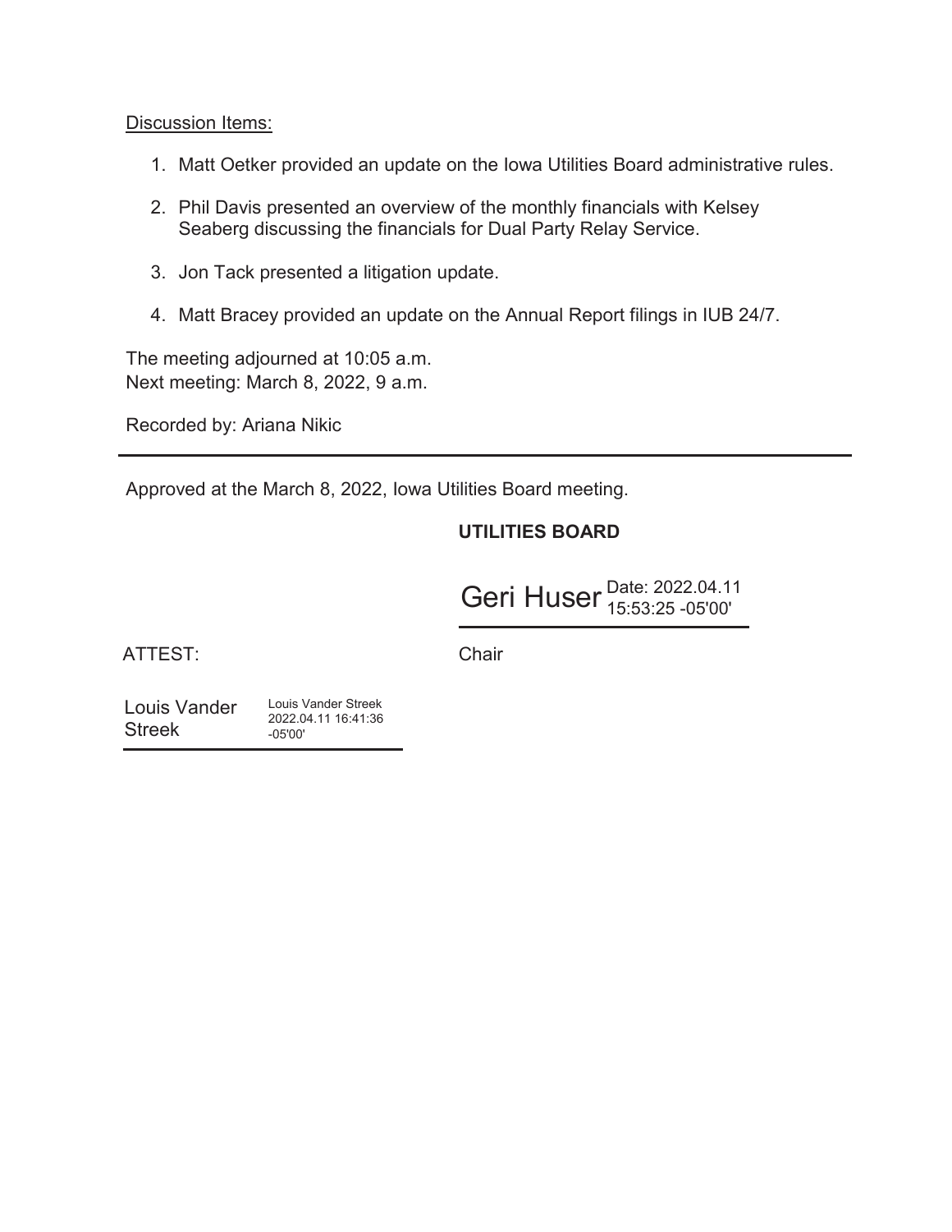Discussion Items:

1. Matt Oetker provided an update on the Iowa Utilities Board administrative rules.

2. Phil Davis presented an overview of the monthly financials with Kelsey Seaberg discussing the financials for Dual Party Relay Service.

3. Jon Tack presented a litigation update.

4. Matt Bracey provided an update on the Annual Report filings in IUB 24/7.

The meeting adjourned at 10:05 a.m.
Next meeting: March 8, 2022, 9 a.m.

Recorded by: Ariana Nikic

---

Approved at the March 8, 2022, Iowa Utilities Board meeting.

**UTILITIES BOARD**

Geri Huser Date: 2022.04.11 15:53:25 -05'00'

Chair

ATTEST:

Louis Vander Streek Louis Vander Streek 2022.04.11 16:41:36 -05'00'